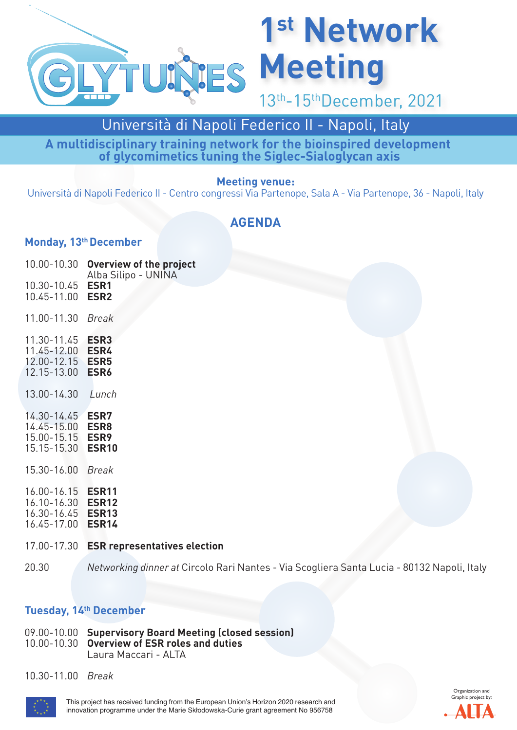GLYTUNES

# 1st Network Meeting

13th-15th December, 2021

## Università di Napoli Federico II - Napoli, Italy

**A multidisciplinary training network for the bioinspired development of glycomimetics tuning the Siglec-Sialoglycan axis**

**Meeting venue:**
Università di Napoli Federico II - Centro congressi Via Partenope, Sala A - Via Partenope, 36 - Napoli, Italy

## AGENDA

### Monday, 13th December

10.00-10.30 **Overview of the project**
Alba Silipo - UNINA
10.30-10.45 **ESR1**
10.45-11.00 **ESR2**

11.00-11.30 *Break*

11.30-11.45 **ESR3**
11.45-12.00 **ESR4**
12.00-12.15 **ESR5**
12.15-13.00 **ESR6**

13.00-14.30 *Lunch*

14.30-14.45 **ESR7**
14.45-15.00 **ESR8**
15.00-15.15 **ESR9**
15.15-15.30 **ESR10**

15.30-16.00 *Break*

16.00-16.15 **ESR11**
16.10-16.30 **ESR12**
16.30-16.45 **ESR13**
16.45-17.00 **ESR14**

17.00-17.30 **ESR representatives election**

20.30 *Networking dinner at* Circolo Rari Nantes - Via Scogliera Santa Lucia - 80132 Napoli, Italy

### Tuesday, 14th December

09.00-10.00 **Supervisory Board Meeting (closed session)**
10.00-10.30 **Overview of ESR roles and duties**
Laura Maccari - ALTA

10.30-11.00 *Break*

This project has received funding from the European Union's Horizon 2020 research and innovation programme under the Marie Skłodowska-Curie grant agreement No 956758

Organization and Graphic project by: ALTA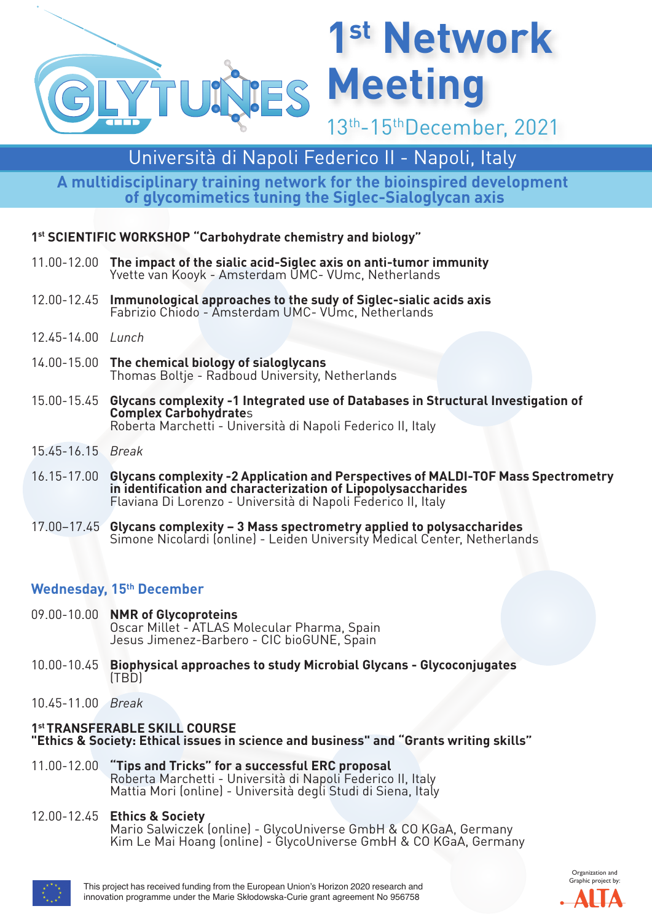# 1st Network Meeting

13th-15th December, 2021

## Università di Napoli Federico II - Napoli, Italy

**A multidisciplinary training network for the bioinspired development of glycomimetics tuning the Siglec-Sialoglycan axis**

### 1st SCIENTIFIC WORKSHOP "Carbohydrate chemistry and biology"

11.00-12.00 **The impact of the sialic acid-Siglec axis on anti-tumor immunity**
Yvette van Kooyk - Amsterdam UMC- VUmc, Netherlands

12.00-12.45 **Immunological approaches to the sudy of Siglec-sialic acids axis**
Fabrizio Chiodo - Amsterdam UMC- VUmc, Netherlands

12.45-14.00 *Lunch*

14.00-15.00 **The chemical biology of sialoglycans**
Thomas Boltje - Radboud University, Netherlands

15.00-15.45 **Glycans complexity -1 Integrated use of Databases in Structural Investigation of Complex Carbohydrate**s
Roberta Marchetti - Università di Napoli Federico II, Italy

15.45-16.15 *Break*

16.15-17.00 **Glycans complexity -2 Application and Perspectives of MALDI-TOF Mass Spectrometry in identification and characterization of Lipopolysaccharides**
Flaviana Di Lorenzo - Università di Napoli Federico II, Italy

17.00–17.45 **Glycans complexity – 3 Mass spectrometry applied to polysaccharides**
Simone Nicolardi (online) - Leiden University Medical Center, Netherlands

### Wednesday, 15th December

09.00-10.00 **NMR of Glycoproteins**
Oscar Millet - ATLAS Molecular Pharma, Spain
Jesus Jimenez-Barbero - CIC bioGUNE, Spain

10.00-10.45 **Biophysical approaches to study Microbial Glycans - Glycoconjugates**
(TBD)

10.45-11.00 *Break*

### 1st TRANSFERABLE SKILL COURSE
### "Ethics & Society: Ethical issues in science and business" and "Grants writing skills"

11.00-12.00 **"Tips and Tricks" for a successful ERC proposal**
Roberta Marchetti - Università di Napoli Federico II, Italy
Mattia Mori (online) - Università degli Studi di Siena, Italy

12.00-12.45 **Ethics & Society**
Mario Salwiczek (online) - GlycoUniverse GmbH & CO KGaA, Germany
Kim Le Mai Hoang (online) - GlycoUniverse GmbH & CO KGaA, Germany

This project has received funding from the European Union's Horizon 2020 research and innovation programme under the Marie Skłodowska-Curie grant agreement No 956758

Organization and Graphic project by: ALTA